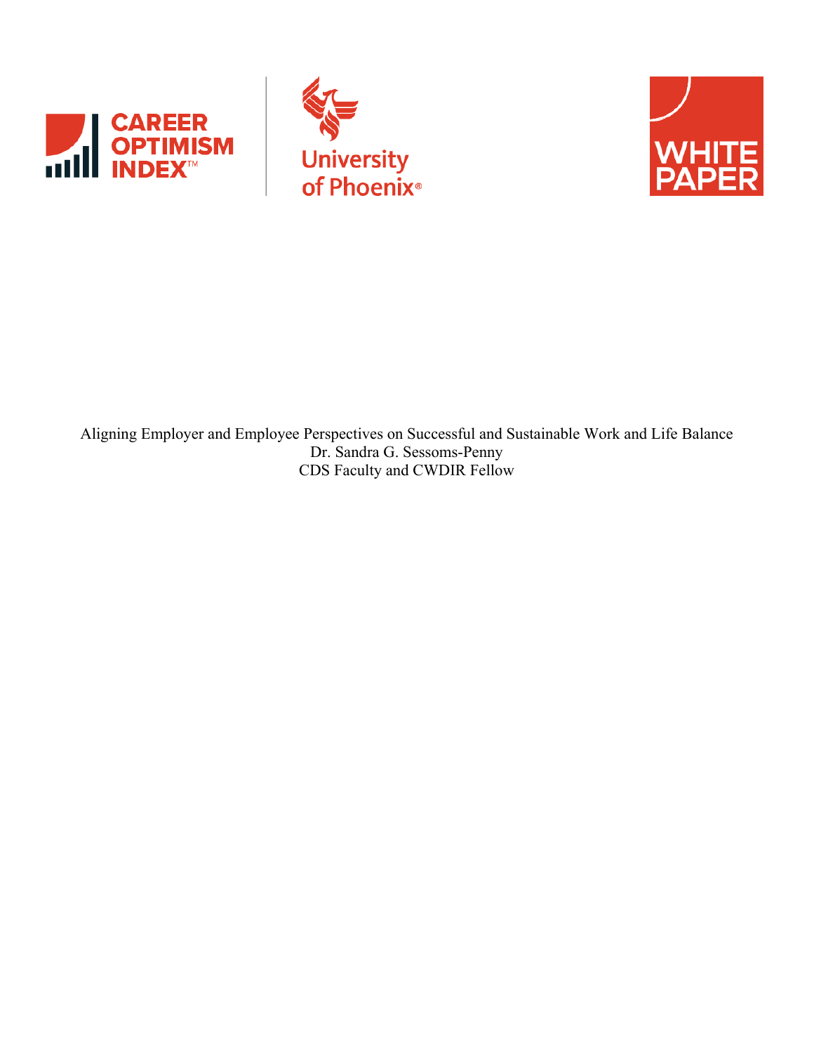CAREER OPTIMISM INDEX™

University of Phoenix®

WHITE PAPER

Aligning Employer and Employee Perspectives on Successful and Sustainable Work and Life Balance

Dr. Sandra G. Sessoms-Penny

CDS Faculty and CWDIR Fellow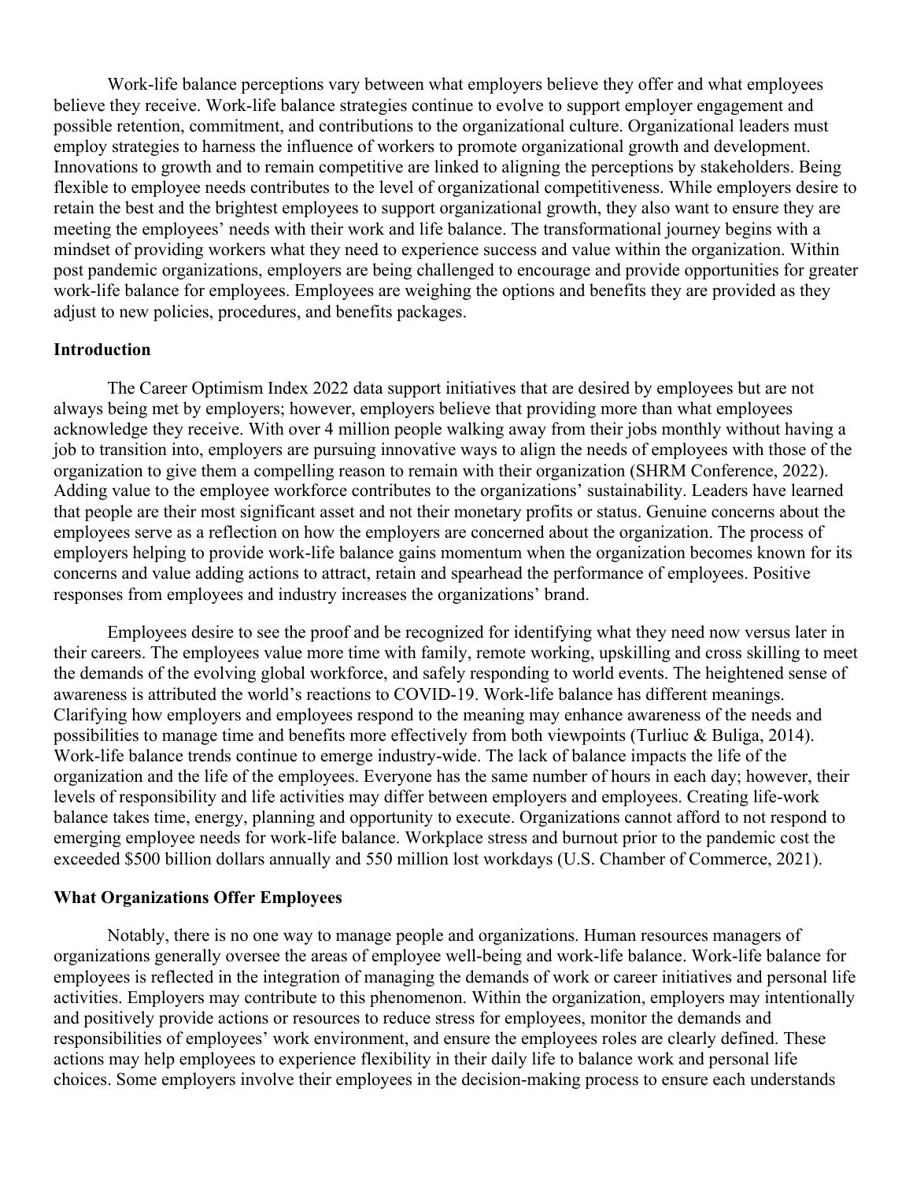Work-life balance perceptions vary between what employers believe they offer and what employees believe they receive. Work-life balance strategies continue to evolve to support employer engagement and possible retention, commitment, and contributions to the organizational culture. Organizational leaders must employ strategies to harness the influence of workers to promote organizational growth and development. Innovations to growth and to remain competitive are linked to aligning the perceptions by stakeholders. Being flexible to employee needs contributes to the level of organizational competitiveness. While employers desire to retain the best and the brightest employees to support organizational growth, they also want to ensure they are meeting the employees' needs with their work and life balance. The transformational journey begins with a mindset of providing workers what they need to experience success and value within the organization. Within post pandemic organizations, employers are being challenged to encourage and provide opportunities for greater work-life balance for employees. Employees are weighing the options and benefits they are provided as they adjust to new policies, procedures, and benefits packages.

## Introduction

The Career Optimism Index 2022 data support initiatives that are desired by employees but are not always being met by employers; however, employers believe that providing more than what employees acknowledge they receive. With over 4 million people walking away from their jobs monthly without having a job to transition into, employers are pursuing innovative ways to align the needs of employees with those of the organization to give them a compelling reason to remain with their organization (SHRM Conference, 2022). Adding value to the employee workforce contributes to the organizations' sustainability. Leaders have learned that people are their most significant asset and not their monetary profits or status. Genuine concerns about the employees serve as a reflection on how the employers are concerned about the organization. The process of employers helping to provide work-life balance gains momentum when the organization becomes known for its concerns and value adding actions to attract, retain and spearhead the performance of employees. Positive responses from employees and industry increases the organizations' brand.

Employees desire to see the proof and be recognized for identifying what they need now versus later in their careers. The employees value more time with family, remote working, upskilling and cross skilling to meet the demands of the evolving global workforce, and safely responding to world events. The heightened sense of awareness is attributed the world's reactions to COVID-19. Work-life balance has different meanings. Clarifying how employers and employees respond to the meaning may enhance awareness of the needs and possibilities to manage time and benefits more effectively from both viewpoints (Turliuc & Buliga, 2014). Work-life balance trends continue to emerge industry-wide. The lack of balance impacts the life of the organization and the life of the employees. Everyone has the same number of hours in each day; however, their levels of responsibility and life activities may differ between employers and employees. Creating life-work balance takes time, energy, planning and opportunity to execute. Organizations cannot afford to not respond to emerging employee needs for work-life balance. Workplace stress and burnout prior to the pandemic cost the exceeded $500 billion dollars annually and 550 million lost workdays (U.S. Chamber of Commerce, 2021).

## What Organizations Offer Employees

Notably, there is no one way to manage people and organizations. Human resources managers of organizations generally oversee the areas of employee well-being and work-life balance. Work-life balance for employees is reflected in the integration of managing the demands of work or career initiatives and personal life activities. Employers may contribute to this phenomenon. Within the organization, employers may intentionally and positively provide actions or resources to reduce stress for employees, monitor the demands and responsibilities of employees' work environment, and ensure the employees roles are clearly defined. These actions may help employees to experience flexibility in their daily life to balance work and personal life choices. Some employers involve their employees in the decision-making process to ensure each understands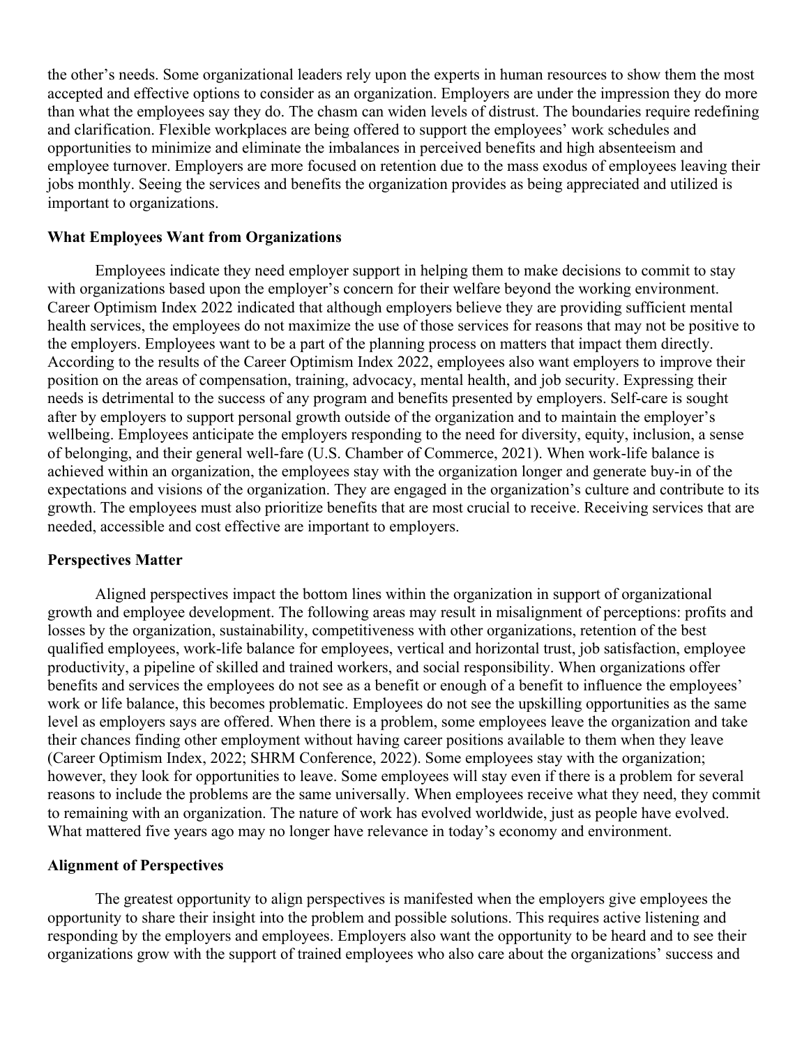the other's needs. Some organizational leaders rely upon the experts in human resources to show them the most accepted and effective options to consider as an organization. Employers are under the impression they do more than what the employees say they do. The chasm can widen levels of distrust. The boundaries require redefining and clarification. Flexible workplaces are being offered to support the employees' work schedules and opportunities to minimize and eliminate the imbalances in perceived benefits and high absenteeism and employee turnover. Employers are more focused on retention due to the mass exodus of employees leaving their jobs monthly. Seeing the services and benefits the organization provides as being appreciated and utilized is important to organizations.

**What Employees Want from Organizations**

Employees indicate they need employer support in helping them to make decisions to commit to stay with organizations based upon the employer's concern for their welfare beyond the working environment. Career Optimism Index 2022 indicated that although employers believe they are providing sufficient mental health services, the employees do not maximize the use of those services for reasons that may not be positive to the employers. Employees want to be a part of the planning process on matters that impact them directly. According to the results of the Career Optimism Index 2022, employees also want employers to improve their position on the areas of compensation, training, advocacy, mental health, and job security. Expressing their needs is detrimental to the success of any program and benefits presented by employers. Self-care is sought after by employers to support personal growth outside of the organization and to maintain the employer's wellbeing. Employees anticipate the employers responding to the need for diversity, equity, inclusion, a sense of belonging, and their general well-fare (U.S. Chamber of Commerce, 2021). When work-life balance is achieved within an organization, the employees stay with the organization longer and generate buy-in of the expectations and visions of the organization. They are engaged in the organization's culture and contribute to its growth. The employees must also prioritize benefits that are most crucial to receive. Receiving services that are needed, accessible and cost effective are important to employers.

**Perspectives Matter**

Aligned perspectives impact the bottom lines within the organization in support of organizational growth and employee development. The following areas may result in misalignment of perceptions: profits and losses by the organization, sustainability, competitiveness with other organizations, retention of the best qualified employees, work-life balance for employees, vertical and horizontal trust, job satisfaction, employee productivity, a pipeline of skilled and trained workers, and social responsibility. When organizations offer benefits and services the employees do not see as a benefit or enough of a benefit to influence the employees' work or life balance, this becomes problematic. Employees do not see the upskilling opportunities as the same level as employers says are offered. When there is a problem, some employees leave the organization and take their chances finding other employment without having career positions available to them when they leave (Career Optimism Index, 2022; SHRM Conference, 2022). Some employees stay with the organization; however, they look for opportunities to leave. Some employees will stay even if there is a problem for several reasons to include the problems are the same universally. When employees receive what they need, they commit to remaining with an organization. The nature of work has evolved worldwide, just as people have evolved. What mattered five years ago may no longer have relevance in today's economy and environment.

**Alignment of Perspectives**

The greatest opportunity to align perspectives is manifested when the employers give employees the opportunity to share their insight into the problem and possible solutions. This requires active listening and responding by the employers and employees. Employers also want the opportunity to be heard and to see their organizations grow with the support of trained employees who also care about the organizations' success and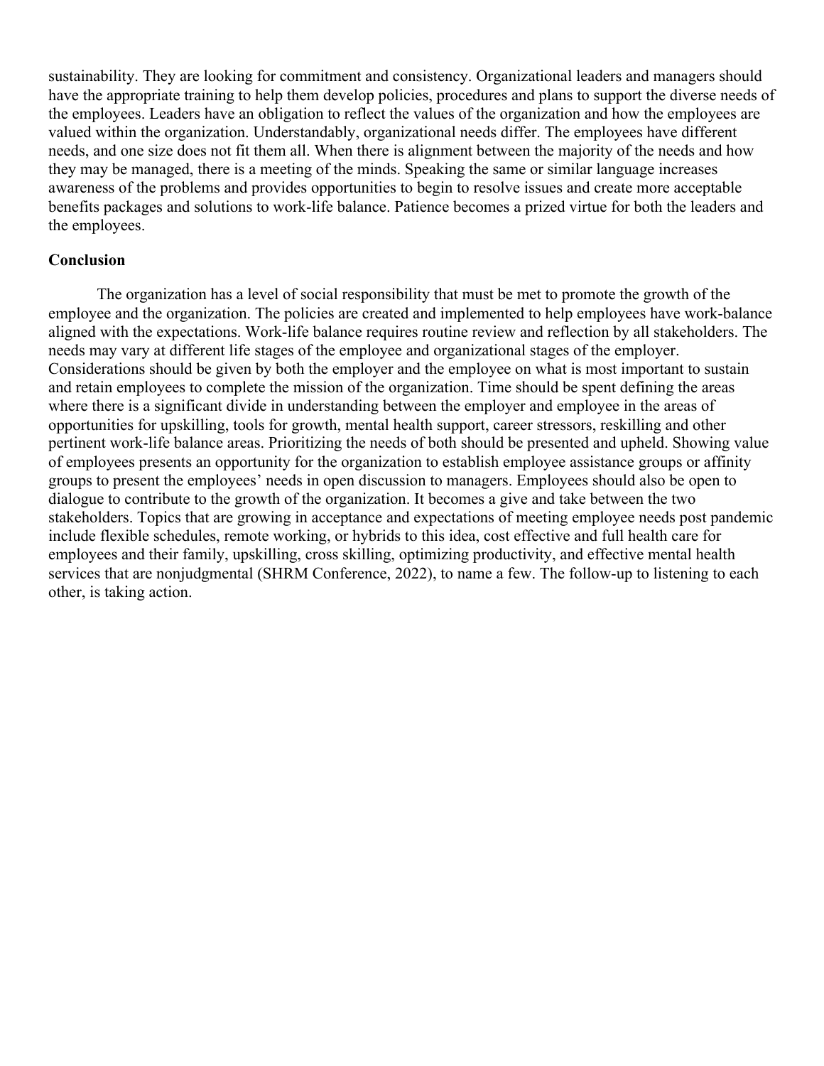sustainability. They are looking for commitment and consistency. Organizational leaders and managers should have the appropriate training to help them develop policies, procedures and plans to support the diverse needs of the employees. Leaders have an obligation to reflect the values of the organization and how the employees are valued within the organization. Understandably, organizational needs differ. The employees have different needs, and one size does not fit them all. When there is alignment between the majority of the needs and how they may be managed, there is a meeting of the minds. Speaking the same or similar language increases awareness of the problems and provides opportunities to begin to resolve issues and create more acceptable benefits packages and solutions to work-life balance. Patience becomes a prized virtue for both the leaders and the employees.

**Conclusion**

The organization has a level of social responsibility that must be met to promote the growth of the employee and the organization. The policies are created and implemented to help employees have work-balance aligned with the expectations. Work-life balance requires routine review and reflection by all stakeholders. The needs may vary at different life stages of the employee and organizational stages of the employer. Considerations should be given by both the employer and the employee on what is most important to sustain and retain employees to complete the mission of the organization. Time should be spent defining the areas where there is a significant divide in understanding between the employer and employee in the areas of opportunities for upskilling, tools for growth, mental health support, career stressors, reskilling and other pertinent work-life balance areas. Prioritizing the needs of both should be presented and upheld. Showing value of employees presents an opportunity for the organization to establish employee assistance groups or affinity groups to present the employees' needs in open discussion to managers. Employees should also be open to dialogue to contribute to the growth of the organization. It becomes a give and take between the two stakeholders. Topics that are growing in acceptance and expectations of meeting employee needs post pandemic include flexible schedules, remote working, or hybrids to this idea, cost effective and full health care for employees and their family, upskilling, cross skilling, optimizing productivity, and effective mental health services that are nonjudgmental (SHRM Conference, 2022), to name a few. The follow-up to listening to each other, is taking action.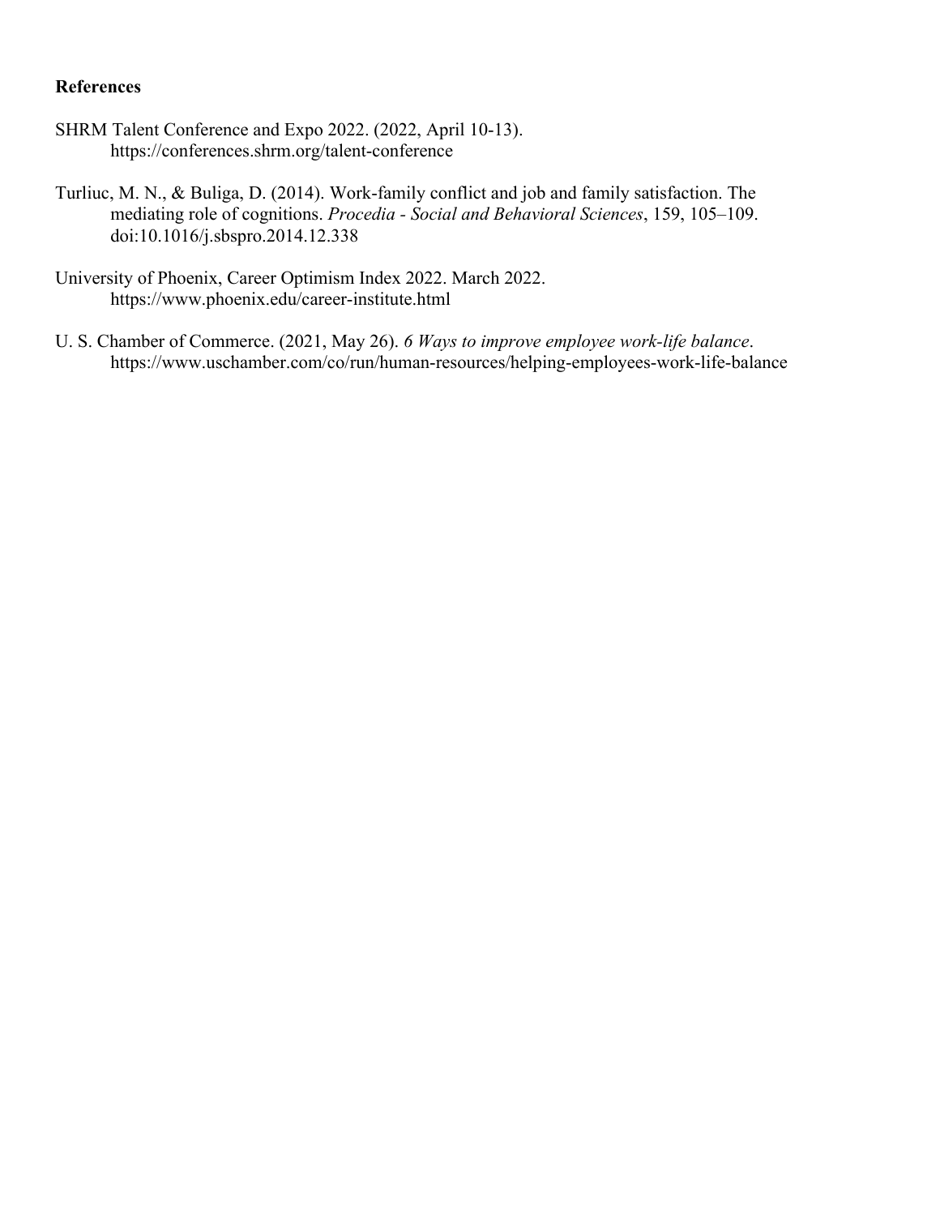**References**

SHRM Talent Conference and Expo 2022. (2022, April 10-13). https://conferences.shrm.org/talent-conference

Turliuc, M. N., & Buliga, D. (2014). Work-family conflict and job and family satisfaction. The mediating role of cognitions. *Procedia - Social and Behavioral Sciences*, 159, 105–109. doi:10.1016/j.sbspro.2014.12.338

University of Phoenix, Career Optimism Index 2022. March 2022. https://www.phoenix.edu/career-institute.html

U. S. Chamber of Commerce. (2021, May 26). *6 Ways to improve employee work-life balance*. https://www.uschamber.com/co/run/human-resources/helping-employees-work-life-balance